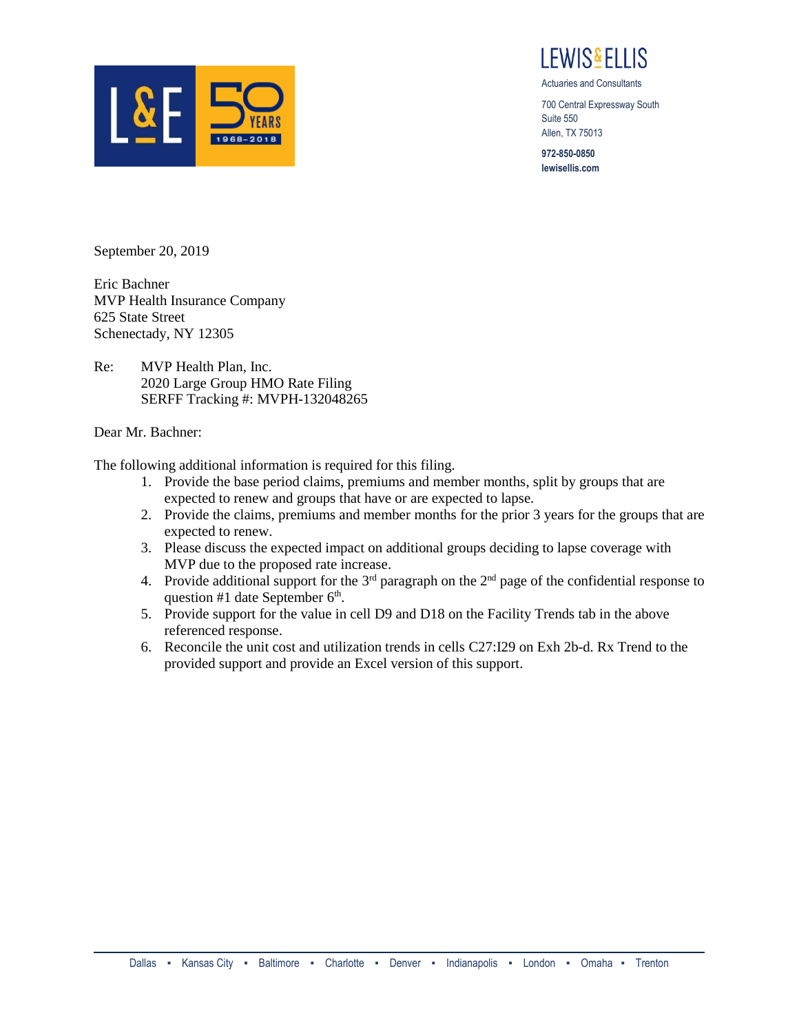LEWIS & ELLIS

Actuaries and Consultants

700 Central Expressway South
Suite 550
Allen, TX 75013

**972-850-0850**
**lewisellis.com**

September 20, 2019

Eric Bachner
MVP Health Insurance Company
625 State Street
Schenectady, NY 12305

Re: MVP Health Plan, Inc.
2020 Large Group HMO Rate Filing
SERFF Tracking #: MVPH-132048265

Dear Mr. Bachner:

The following additional information is required for this filing.

1. Provide the base period claims, premiums and member months, split by groups that are expected to renew and groups that have or are expected to lapse.
2. Provide the claims, premiums and member months for the prior 3 years for the groups that are expected to renew.
3. Please discuss the expected impact on additional groups deciding to lapse coverage with MVP due to the proposed rate increase.
4. Provide additional support for the 3rd paragraph on the 2nd page of the confidential response to question #1 date September 6th.
5. Provide support for the value in cell D9 and D18 on the Facility Trends tab in the above referenced response.
6. Reconcile the unit cost and utilization trends in cells C27:I29 on Exh 2b-d. Rx Trend to the provided support and provide an Excel version of this support.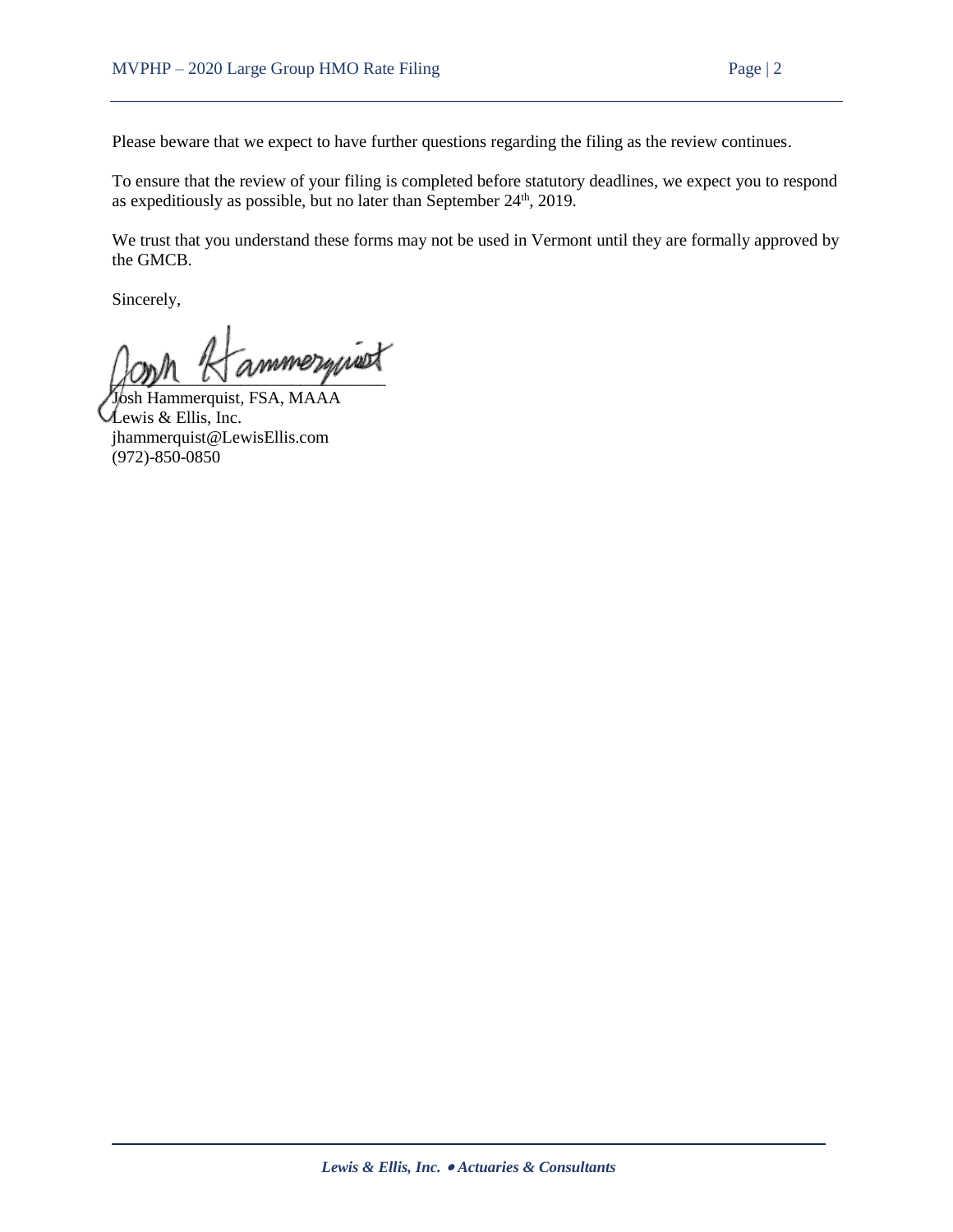Please beware that we expect to have further questions regarding the filing as the review continues.

To ensure that the review of your filing is completed before statutory deadlines, we expect you to respond as expeditiously as possible, but no later than September 24th, 2019.

We trust that you understand these forms may not be used in Vermont until they are formally approved by the GMCB.

Sincerely,

Josh Hammerquist, FSA, MAAA
Lewis & Ellis, Inc.
jhammerquist@LewisEllis.com
(972)-850-0850